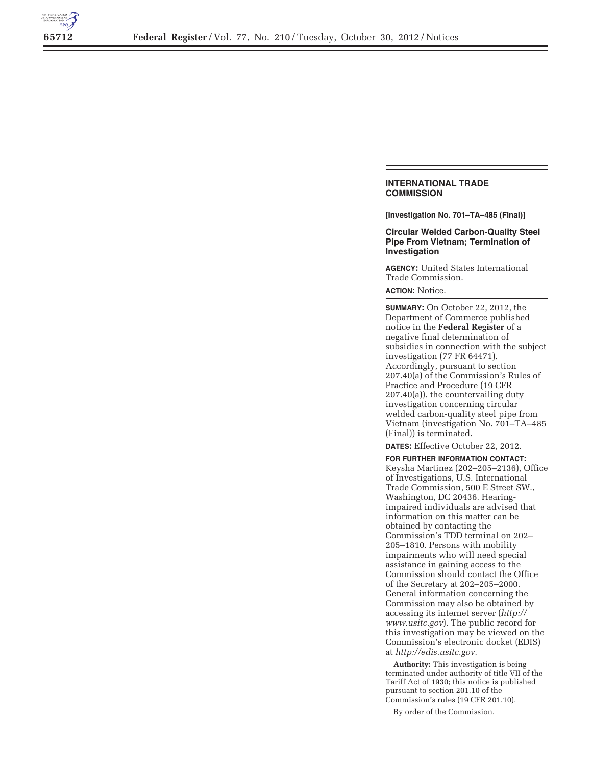## INTERNATIONAL TRADE COMMISSION

**[Investigation No. 701–TA–485 (Final)]**

### Circular Welded Carbon-Quality Steel Pipe From Vietnam; Termination of Investigation

**AGENCY:** United States International Trade Commission.

**ACTION:** Notice.

**SUMMARY:** On October 22, 2012, the Department of Commerce published notice in the **Federal Register** of a negative final determination of subsidies in connection with the subject investigation (77 FR 64471). Accordingly, pursuant to section 207.40(a) of the Commission's Rules of Practice and Procedure (19 CFR 207.40(a)), the countervailing duty investigation concerning circular welded carbon-quality steel pipe from Vietnam (investigation No. 701–TA–485 (Final)) is terminated.

**DATES:** Effective October 22, 2012.

**FOR FURTHER INFORMATION CONTACT:** Keysha Martinez (202–205–2136), Office of Investigations, U.S. International Trade Commission, 500 E Street SW., Washington, DC 20436. Hearing-impaired individuals are advised that information on this matter can be obtained by contacting the Commission's TDD terminal on 202–205–1810. Persons with mobility impairments who will need special assistance in gaining access to the Commission should contact the Office of the Secretary at 202–205–2000. General information concerning the Commission may also be obtained by accessing its internet server (*http://www.usitc.gov*). The public record for this investigation may be viewed on the Commission's electronic docket (EDIS) at *http://edis.usitc.gov.*

**Authority:** This investigation is being terminated under authority of title VII of the Tariff Act of 1930; this notice is published pursuant to section 201.10 of the Commission's rules (19 CFR 201.10).

By order of the Commission.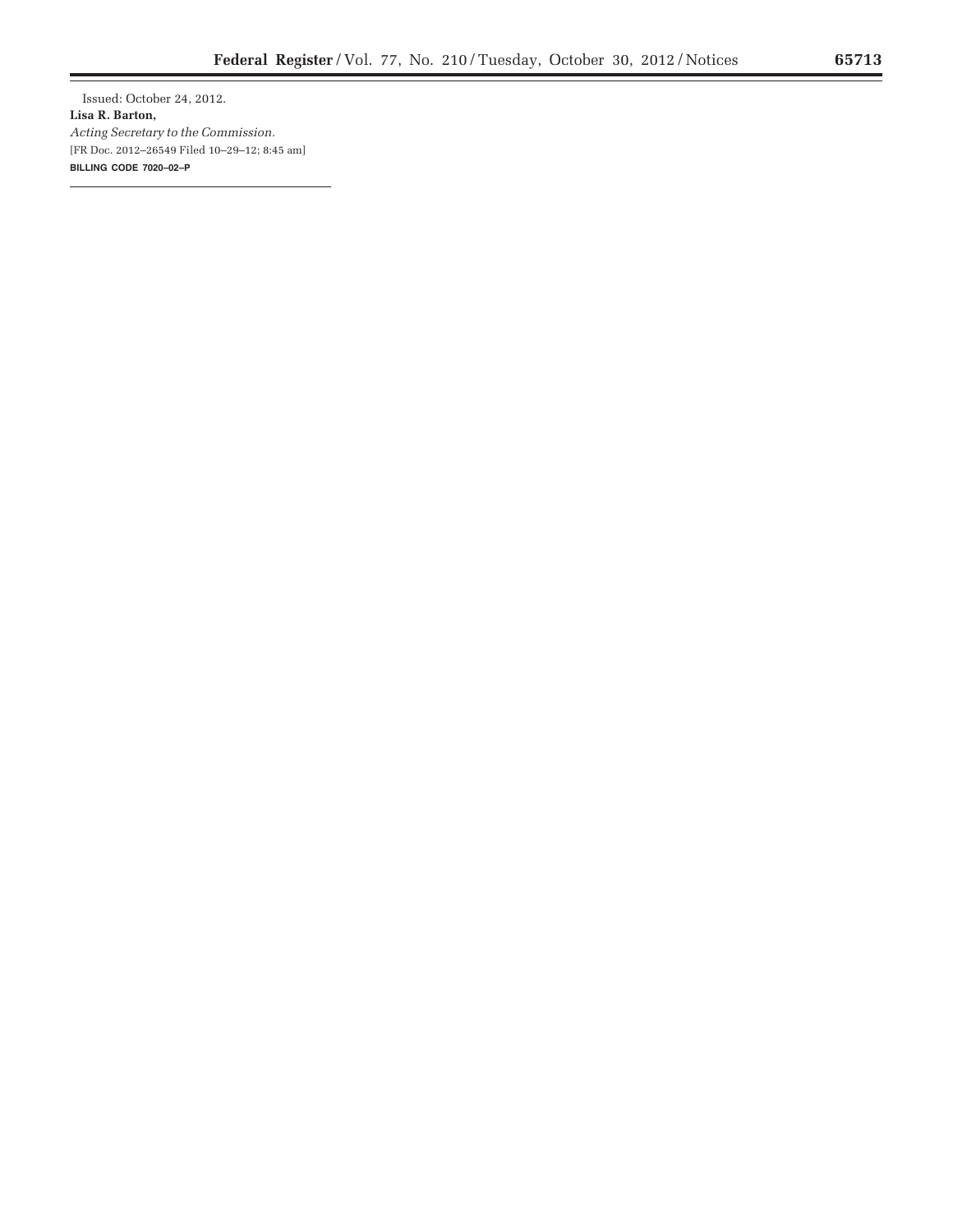Issued: October 24, 2012.

**Lisa R. Barton,**

*Acting Secretary to the Commission.*

[FR Doc. 2012–26549 Filed 10–29–12; 8:45 am]

**BILLING CODE 7020–02–P**